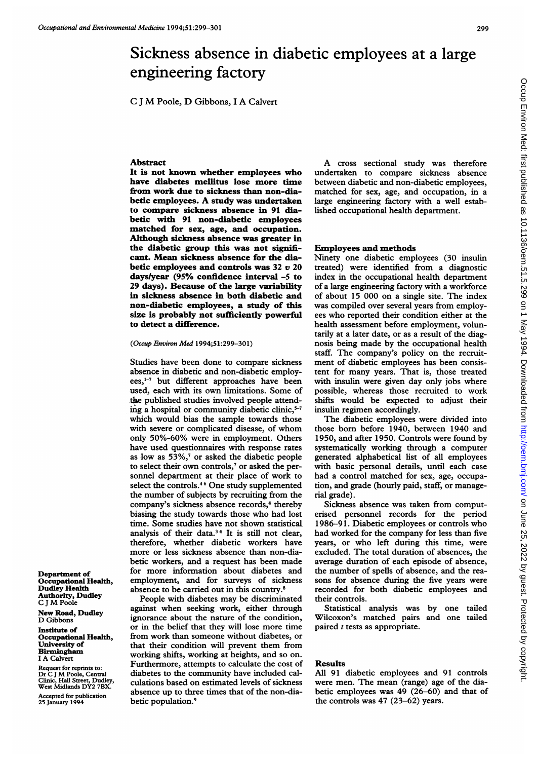# Sickness absence in diabetic employees at a large engineering factory

C J M Poole, D Gibbons, I A Calvert

## Abstract

**It is not known whether employees who have diabetes mellitus lose more time from work due to sickness than non-diabetic employees. A study was undertaken to compare sickness absence in 91 diabetic with 91 non-diabetic employees matched for sex, age, and occupation. Although sickness absence was greater in the diabetic group this was not significant. Mean sickness absence for the diabetic employees and controls was 32 *v* 20 days/year (95% confidence interval -5 to 29 days). Because of the large variability in sickness absence in both diabetic and non-diabetic employees, a study of this size is probably not sufficiently powerful to detect a difference.**

(*Occup Environ Med* 1994;51:299–301)

Studies have been done to compare sickness absence in diabetic and non-diabetic employees,[1-7] but different approaches have been used, each with its own limitations. Some of the published studies involved people attending a hospital or community diabetic clinic,[5-7] which would bias the sample towards those with severe or complicated disease, of whom only 50%-60% were in employment. Others have used questionnaires with response rates as low as 53%,[7] or asked the diabetic people to select their own controls,[7] or asked the personnel department at their place of work to select the controls.[4 6] One study supplemented the number of subjects by recruiting from the company's sickness absence records,[4] thereby biasing the study towards those who had lost time. Some studies have not shown statistical analysis of their data.[3 4] It is still not clear, therefore, whether diabetic workers have more or less sickness absence than non-diabetic workers, and a request has been made for more information about diabetes and employment, and for surveys of sickness absence to be carried out in this country.[8]

People with diabetes may be discriminated against when seeking work, either through ignorance about the nature of the condition, or in the belief that they will lose more time from work than someone without diabetes, or that their condition will prevent them from working shifts, working at heights, and so on. Furthermore, attempts to calculate the cost of diabetes to the community have included calculations based on estimated levels of sickness absence up to three times that of the non-diabetic population.[9]

Department of Occupational Health, Dudley Health Authority, Dudley
C J M Poole

New Road, Dudley
D Gibbons

Institute of Occupational Health, University of Birmingham
I A Calvert

Request for reprints to: Dr C J M Poole, Central Clinic, Hall Street, Dudley, West Midlands DY2 7BX.

Accepted for publication 25 January 1994

A cross sectional study was therefore undertaken to compare sickness absence between diabetic and non-diabetic employees, matched for sex, age, and occupation, in a large engineering factory with a well established occupational health department.

## Employees and methods

Ninety one diabetic employees (30 insulin treated) were identified from a diagnostic index in the occupational health department of a large engineering factory with a workforce of about 15 000 on a single site. The index was compiled over several years from employees who reported their condition either at the health assessment before employment, voluntarily at a later date, or as a result of the diagnosis being made by the occupational health staff. The company's policy on the recruitment of diabetic employees has been consistent for many years. That is, those treated with insulin were given day only jobs where possible, whereas those recruited to work shifts would be expected to adjust their insulin regimen accordingly.

The diabetic employees were divided into those born before 1940, between 1940 and 1950, and after 1950. Controls were found by systematically working through a computer generated alphabetical list of all employees with basic personal details, until each case had a control matched for sex, age, occupation, and grade (hourly paid, staff, or managerial grade).

Sickness absence was taken from computerised personnel records for the period 1986–91. Diabetic employees or controls who had worked for the company for less than five years, or who left during this time, were excluded. The total duration of absences, the average duration of each episode of absence, the number of spells of absence, and the reasons for absence during the five years were recorded for both diabetic employees and their controls.

Statistical analysis was by one tailed Wilcoxon's matched pairs and one tailed paired *t* tests as appropriate.

## Results

All 91 diabetic employees and 91 controls were men. The mean (range) age of the diabetic employees was 49 (26–60) and that of the controls was 47 (23–62) years.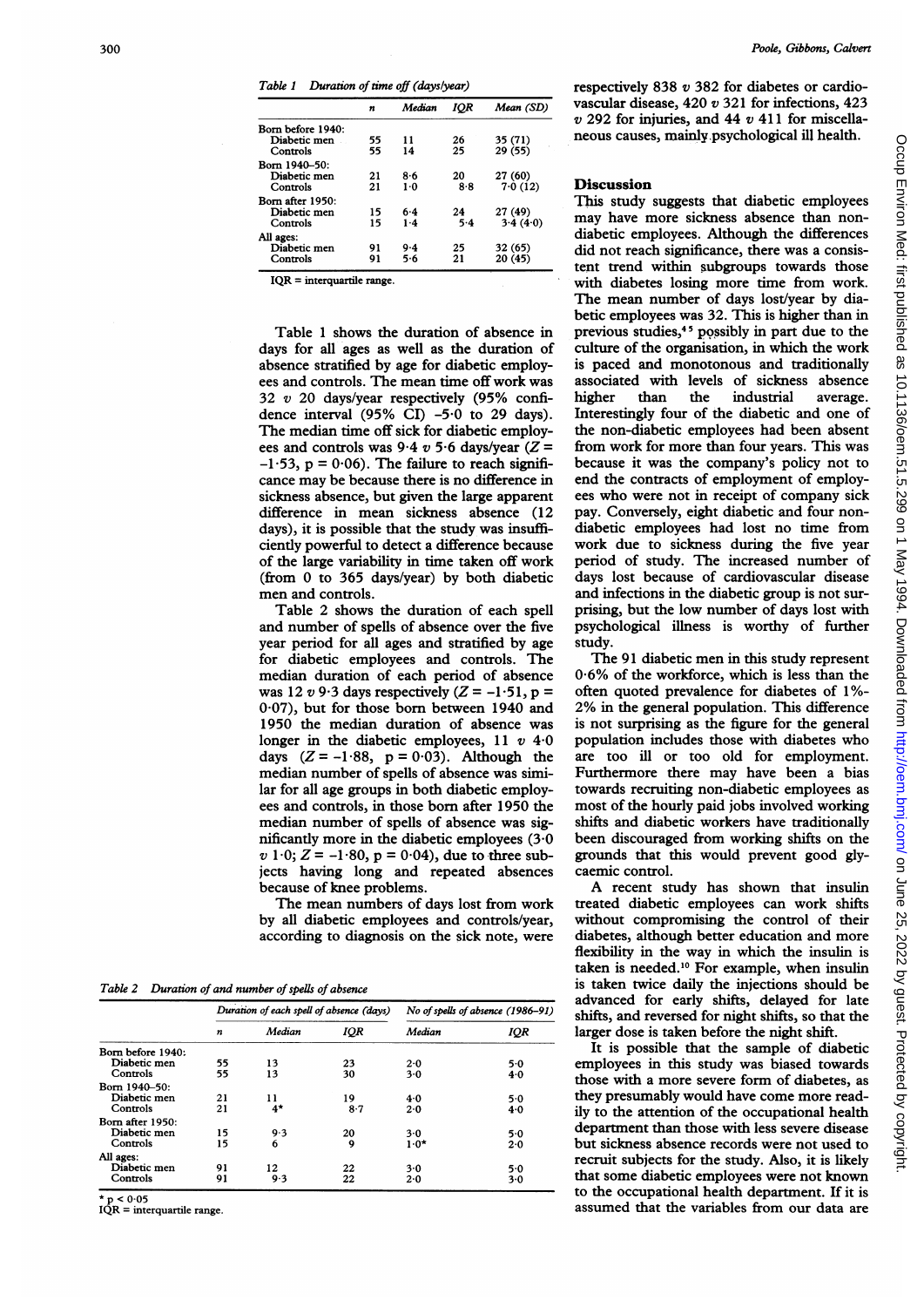*Table 1 Duration of time off (days/year)*

| | n | Median | IQR | Mean (SD) |
|---|---|---|---|---|
| Born before 1940: | | | | |
| Diabetic men | 55 | 11 | 26 | 35 (71) |
| Controls | 55 | 14 | 25 | 29 (55) |
| Born 1940–50: | | | | |
| Diabetic men | 21 | 8·6 | 20 | 27 (60) |
| Controls | 21 | 1·0 | 8·8 | 7·0 (12) |
| Born after 1950: | | | | |
| Diabetic men | 15 | 6·4 | 24 | 27 (49) |
| Controls | 15 | 1·4 | 5·4 | 3·4 (4·0) |
| All ages: | | | | |
| Diabetic men | 91 | 9·4 | 25 | 32 (65) |
| Controls | 91 | 5·6 | 21 | 20 (45) |

IQR = interquartile range.

Table 1 shows the duration of absence in days for all ages as well as the duration of absence stratified by age for diabetic employees and controls. The mean time off work was 32 *v* 20 days/year respectively (95% confidence interval (95% CI) −5·0 to 29 days). The median time off sick for diabetic employees and controls was 9·4 *v* 5·6 days/year ($Z = -1·53$, $p = 0·06$). The failure to reach significance may be because there is no difference in sickness absence, but given the large apparent difference in mean sickness absence (12 days), it is possible that the study was insufficiently powerful to detect a difference because of the large variability in time taken off work (from 0 to 365 days/year) by both diabetic men and controls.

Table 2 shows the duration of each spell and number of spells of absence over the five year period for all ages and stratified by age for diabetic employees and controls. The median duration of each period of absence was 12 *v* 9·3 days respectively ($Z = -1·51$, $p = 0·07$), but for those born between 1940 and 1950 the median duration of absence was longer in the diabetic employees, 11 *v* 4·0 days ($Z = -1·88$, $p = 0·03$). Although the median number of spells of absence was similar for all age groups in both diabetic employees and controls, in those born after 1950 the median number of spells of absence was significantly more in the diabetic employees (3·0 *v* 1·0; $Z = -1·80$, $p = 0·04$), due to three subjects having long and repeated absences because of knee problems.

The mean numbers of days lost from work by all diabetic employees and controls/year, according to diagnosis on the sick note, were respectively 838 *v* 382 for diabetes or cardiovascular disease, 420 *v* 321 for infections, 423 *v* 292 for injuries, and 44 *v* 411 for miscellaneous causes, mainly psychological ill health.

*Table 2 Duration of and number of spells of absence*

| | Duration of each spell of absence (days) | | | No of spells of absence (1986–91) | |
|---|---|---|---|---|---|
| | n | Median | IQR | Median | IQR |
| Born before 1940: | | | | | |
| Diabetic men | 55 | 13 | 23 | 2·0 | 5·0 |
| Controls | 55 | 13 | 30 | 3·0 | 4·0 |
| Born 1940–50: | | | | | |
| Diabetic men | 21 | 11 | 19 | 4·0 | 5·0 |
| Controls | 21 | 4* | 8·7 | 2·0 | 4·0 |
| Born after 1950: | | | | | |
| Diabetic men | 15 | 9·3 | 20 | 3·0 | 5·0 |
| Controls | 15 | 6 | 9 | 1·0* | 2·0 |
| All ages: | | | | | |
| Diabetic men | 91 | 12 | 22 | 3·0 | 5·0 |
| Controls | 91 | 9·3 | 22 | 2·0 | 3·0 |

* $p < 0·05$
IQR = interquartile range.

## Discussion

This study suggests that diabetic employees may have more sickness absence than non-diabetic employees. Although the differences did not reach significance, there was a consistent trend within subgroups towards those with diabetes losing more time from work. The mean number of days lost/year by diabetic employees was 32. This is higher than in previous studies,[4,5] possibly in part due to the culture of the organisation, in which the work is paced and monotonous and traditionally associated with levels of sickness absence higher than the industrial average. Interestingly four of the diabetic and one of the non-diabetic employees had been absent from work for more than four years. This was because it was the company's policy not to end the contracts of employment of employees who were not in receipt of company sick pay. Conversely, eight diabetic and four non-diabetic employees had lost no time from work due to sickness during the five year period of study. The increased number of days lost because of cardiovascular disease and infections in the diabetic group is not surprising, but the low number of days lost with psychological illness is worthy of further study.

The 91 diabetic men in this study represent 0·6% of the workforce, which is less than the often quoted prevalence for diabetes of 1%–2% in the general population. This difference is not surprising as the figure for the general population includes those with diabetes who are too ill or too old for employment. Furthermore there may have been a bias towards recruiting non-diabetic employees as most of the hourly paid jobs involved working shifts and diabetic workers have traditionally been discouraged from working shifts on the grounds that this would prevent good glycaemic control.

A recent study has shown that insulin treated diabetic employees can work shifts without compromising the control of their diabetes, although better education and more flexibility in the way in which the insulin is taken is needed.[10] For example, when insulin is taken twice daily the injections should be advanced for early shifts, delayed for late shifts, and reversed for night shifts, so that the larger dose is taken before the night shift.

It is possible that the sample of diabetic employees in this study was biased towards those with a more severe form of diabetes, as they presumably would have come more readily to the attention of the occupational health department than those with less severe disease but sickness absence records were not used to recruit subjects for the study. Also, it is likely that some diabetic employees were not known to the occupational health department. If it is assumed that the variables from our data are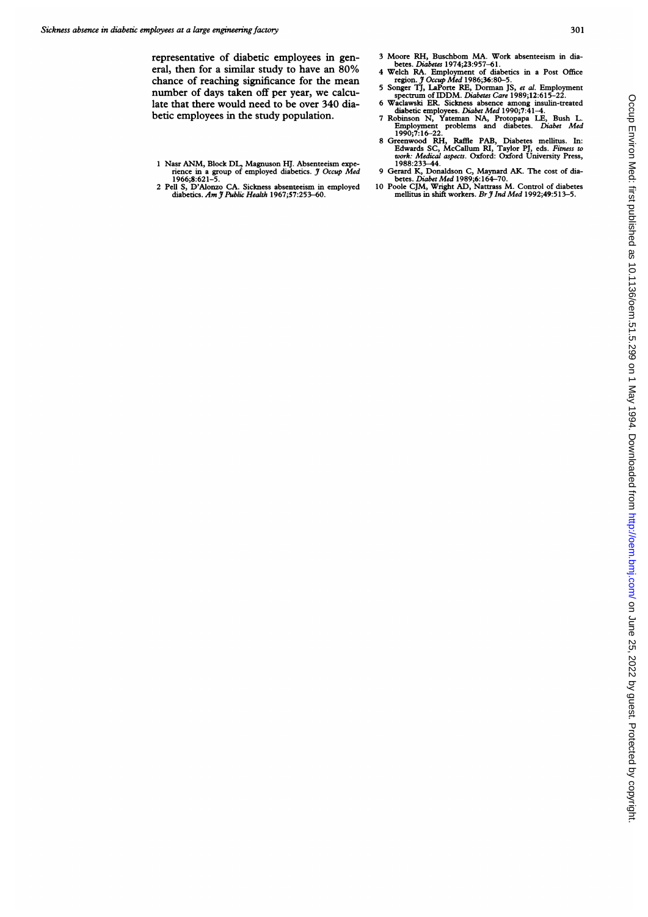representative of diabetic employees in general, then for a similar study to have an 80% chance of reaching significance for the mean number of days taken off per year, we calculate that there would need to be over 340 diabetic employees in the study population.

1. Nasr ANM, Block DL, Magnuson HJ. Absenteeism experience in a group of employed diabetics. *J Occup Med* 1966;8:621–5.
2. Pell S, D'Alonzo CA. Sickness absenteeism in employed diabetics. *Am J Public Health* 1967;57:253–60.
3. Moore RH, Buschbom MA. Work absenteeism in diabetes. *Diabetes* 1974;23:957–61.
4. Welch RA. Employment of diabetics in a Post Office region. *J Occup Med* 1986;36:80–5.
5. Songer TJ, LaPorte RE, Dorman JS, *et al*. Employment spectrum of IDDM. *Diabetes Care* 1989;12:615–22.
6. Waclawski ER. Sickness absence among insulin-treated diabetic employees. *Diabet Med* 1990;7:41–4.
7. Robinson N, Yateman NA, Protopapa LE, Bush L. Employment problems and diabetes. *Diabet Med* 1990;7:16–22.
8. Greenwood RH, Raffle PAB, Diabetes mellitus. In: Edwards SC, McCallum RI, Taylor PJ, eds. *Fitness to work: Medical aspects*. Oxford: Oxford University Press, 1988:233–44.
9. Gerard K, Donaldson C, Maynard AK. The cost of diabetes. *Diabet Med* 1989;6:164–70.
10. Poole CJM, Wright AD, Nattrass M. Control of diabetes mellitus in shift workers. *Br J Ind Med* 1992;49:513–5.